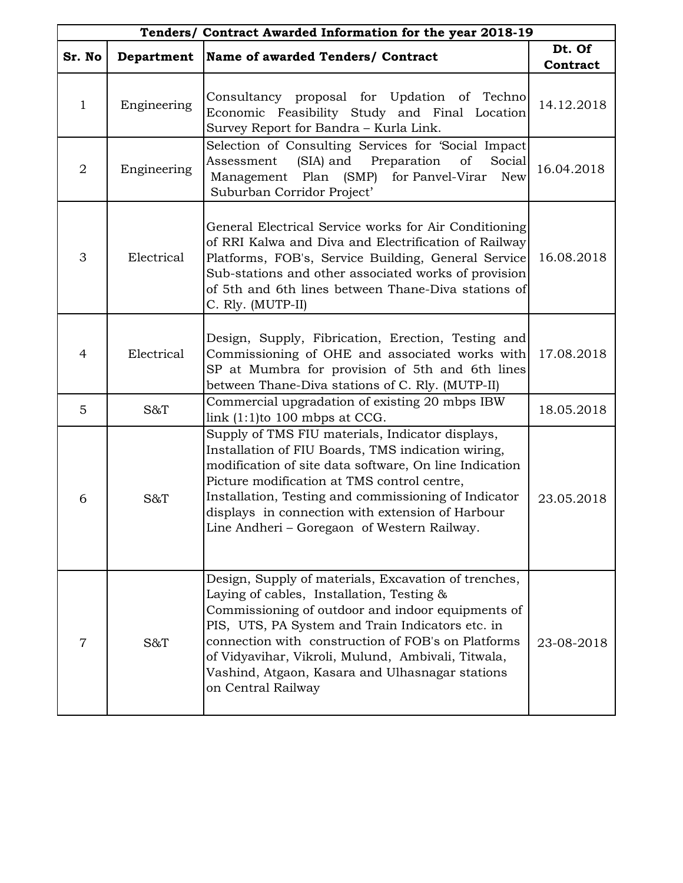| Tenders/ Contract Awarded Information for the year 2018-19 | | | |
|---|---|---|---|
| **Sr. No** | **Department** | **Name of awarded Tenders/ Contract** | **Dt. Of Contract** |
| 1 | Engineering | Consultancy proposal for Updation of Techno Economic Feasibility Study and Final Location Survey Report for Bandra – Kurla Link. | 14.12.2018 |
| 2 | Engineering | Selection of Consulting Services for 'Social Impact Assessment (SIA) and Preparation of Social Management Plan (SMP) for Panvel-Virar New Suburban Corridor Project' | 16.04.2018 |
| 3 | Electrical | General Electrical Service works for Air Conditioning of RRI Kalwa and Diva and Electrification of Railway Platforms, FOB's, Service Building, General Service Sub-stations and other associated works of provision of 5th and 6th lines between Thane-Diva stations of C. Rly. (MUTP-II) | 16.08.2018 |
| 4 | Electrical | Design, Supply, Fibrication, Erection, Testing and Commissioning of OHE and associated works with SP at Mumbra for provision of 5th and 6th lines between Thane-Diva stations of C. Rly. (MUTP-II) | 17.08.2018 |
| 5 | S&T | Commercial upgradation of existing 20 mbps IBW link (1:1)to 100 mbps at CCG. | 18.05.2018 |
| 6 | S&T | Supply of TMS FIU materials, Indicator displays, Installation of FIU Boards, TMS indication wiring, modification of site data software, On line Indication Picture modification at TMS control centre, Installation, Testing and commissioning of Indicator displays in connection with extension of Harbour Line Andheri – Goregaon of Western Railway. | 23.05.2018 |
| 7 | S&T | Design, Supply of materials, Excavation of trenches, Laying of cables, Installation, Testing & Commissioning of outdoor and indoor equipments of PIS, UTS, PA System and Train Indicators etc. in connection with construction of FOB's on Platforms of Vidyavihar, Vikroli, Mulund, Ambivali, Titwala, Vashind, Atgaon, Kasara and Ulhasnagar stations on Central Railway | 23-08-2018 |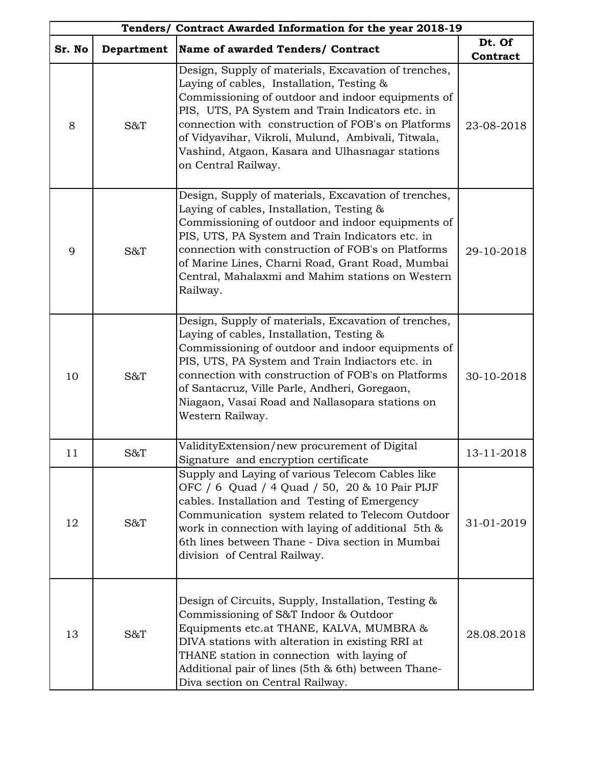| Tenders/ Contract Awarded Information for the year 2018-19 | | | |
|---|---|---|---|
| **Sr. No** | **Department** | **Name of awarded Tenders/ Contract** | **Dt. Of Contract** |
| 8 | S&T | Design, Supply of materials, Excavation of trenches, Laying of cables, Installation, Testing & Commissioning of outdoor and indoor equipments of PIS, UTS, PA System and Train Indicators etc. in connection with construction of FOB's on Platforms of Vidyavihar, Vikroli, Mulund, Ambivali, Titwala, Vashind, Atgaon, Kasara and Ulhasnagar stations on Central Railway. | 23-08-2018 |
| 9 | S&T | Design, Supply of materials, Excavation of trenches, Laying of cables, Installation, Testing & Commissioning of outdoor and indoor equipments of PIS, UTS, PA System and Train Indicators etc. in connection with construction of FOB's on Platforms of Marine Lines, Charni Road, Grant Road, Mumbai Central, Mahalaxmi and Mahim stations on Western Railway. | 29-10-2018 |
| 10 | S&T | Design, Supply of materials, Excavation of trenches, Laying of cables, Installation, Testing & Commissioning of outdoor and indoor equipments of PIS, UTS, PA System and Train Indiactors etc. in connection with construction of FOB's on Platforms of Santacruz, Ville Parle, Andheri, Goregaon, Niagaon, Vasai Road and Nallasopara stations on Western Railway. | 30-10-2018 |
| 11 | S&T | ValidityExtension/new procurement of Digital Signature and encryption certificate | 13-11-2018 |
| 12 | S&T | Supply and Laying of various Telecom Cables like OFC / 6 Quad / 4 Quad / 50, 20 & 10 Pair PIJF cables. Installation and Testing of Emergency Communication system related to Telecom Outdoor work in connection with laying of additional 5th & 6th lines between Thane - Diva section in Mumbai division of Central Railway. | 31-01-2019 |
| 13 | S&T | Design of Circuits, Supply, Installation, Testing & Commissioning of S&T Indoor & Outdoor Equipments etc.at THANE, KALVA, MUMBRA & DIVA stations with alteration in existing RRI at THANE station in connection with laying of Additional pair of lines (5th & 6th) between Thane-Diva section on Central Railway. | 28.08.2018 |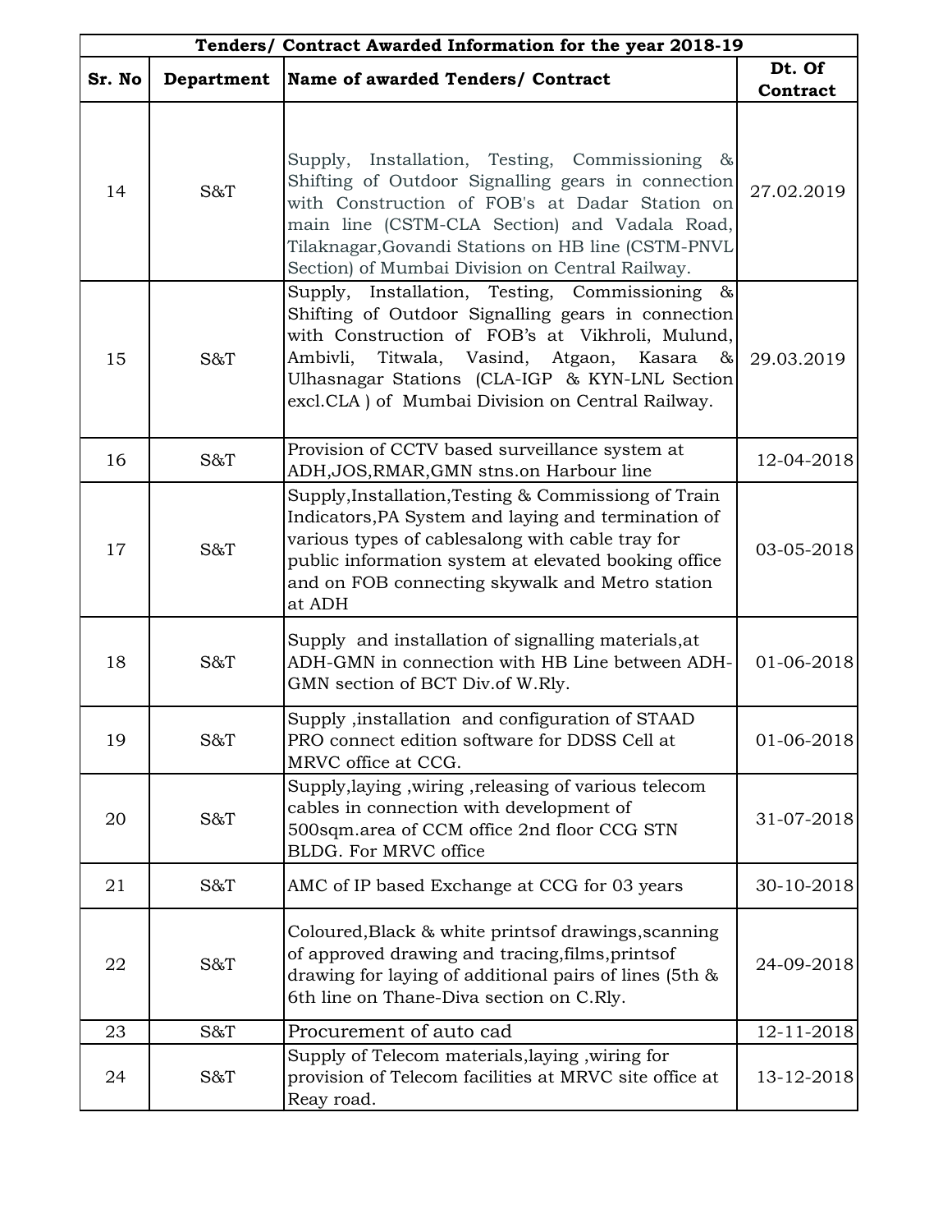| Tenders/ Contract Awarded Information for the year 2018-19 | | | |
|---|---|---|---|
| **Sr. No** | **Department** | **Name of awarded Tenders/ Contract** | **Dt. Of Contract** |
| 14 | S&T | Supply, Installation, Testing, Commissioning & Shifting of Outdoor Signalling gears in connection with Construction of FOB's at Dadar Station on main line (CSTM-CLA Section) and Vadala Road, Tilaknagar,Govandi Stations on HB line (CSTM-PNVL Section) of Mumbai Division on Central Railway. | 27.02.2019 |
| 15 | S&T | Supply, Installation, Testing, Commissioning & Shifting of Outdoor Signalling gears in connection with Construction of FOB's at Vikhroli, Mulund, Ambivli, Titwala, Vasind, Atgaon, Kasara & Ulhasnagar Stations (CLA-IGP & KYN-LNL Section excl.CLA ) of Mumbai Division on Central Railway. | 29.03.2019 |
| 16 | S&T | Provision of CCTV based surveillance system at ADH,JOS,RMAR,GMN stns.on Harbour line | 12-04-2018 |
| 17 | S&T | Supply,Installation,Testing & Commissiong of Train Indicators,PA System and laying and termination of various types of cablesalong with cable tray for public information system at elevated booking office and on FOB connecting skywalk and Metro station at ADH | 03-05-2018 |
| 18 | S&T | Supply and installation of signalling materials,at ADH-GMN in connection with HB Line between ADH-GMN section of BCT Div.of W.Rly. | 01-06-2018 |
| 19 | S&T | Supply ,installation and configuration of STAAD PRO connect edition software for DDSS Cell at MRVC office at CCG. | 01-06-2018 |
| 20 | S&T | Supply,laying ,wiring ,releasing of various telecom cables in connection with development of 500sqm.area of CCM office 2nd floor CCG STN BLDG. For MRVC office | 31-07-2018 |
| 21 | S&T | AMC of IP based Exchange at CCG for 03 years | 30-10-2018 |
| 22 | S&T | Coloured,Black & white printsof drawings,scanning of approved drawing and tracing,films,printsof drawing for laying of additional pairs of lines (5th & 6th line on Thane-Diva section on C.Rly. | 24-09-2018 |
| 23 | S&T | Procurement of auto cad | 12-11-2018 |
| 24 | S&T | Supply of Telecom materials,laying ,wiring for provision of Telecom facilities at MRVC site office at Reay road. | 13-12-2018 |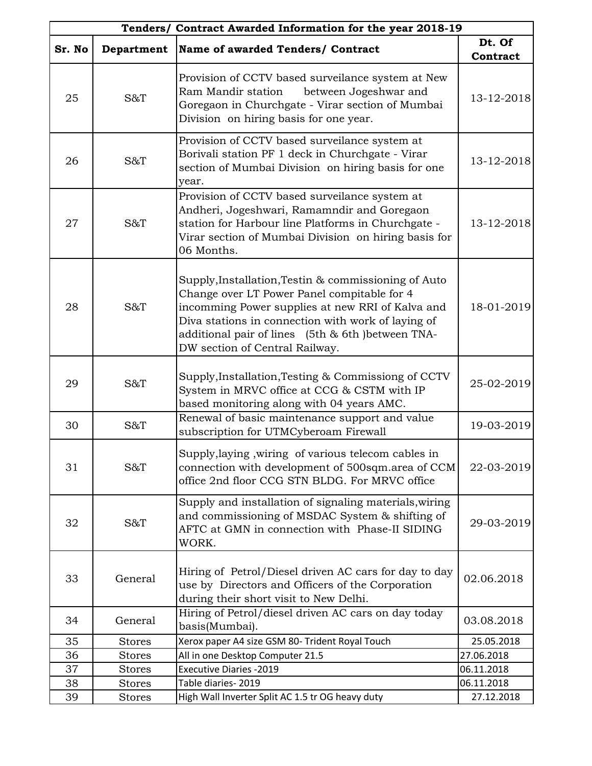| Tenders/ Contract Awarded Information for the year 2018-19 | | | |
|---|---|---|---|
| Sr. No | Department | Name of awarded Tenders/ Contract | Dt. Of Contract |
| 25 | S&T | Provision of CCTV based surveilance system at New Ram Mandir station between Jogeshwar and Goregaon in Churchgate - Virar section of Mumbai Division on hiring basis for one year. | 13-12-2018 |
| 26 | S&T | Provision of CCTV based surveilance system at Borivali station PF 1 deck in Churchgate - Virar section of Mumbai Division on hiring basis for one year. | 13-12-2018 |
| 27 | S&T | Provision of CCTV based surveilance system at Andheri, Jogeshwari, Ramamndir and Goregaon station for Harbour line Platforms in Churchgate - Virar section of Mumbai Division on hiring basis for 06 Months. | 13-12-2018 |
| 28 | S&T | Supply,Installation,Testin & commissioning of Auto Change over LT Power Panel compitable for 4 incomming Power supplies at new RRI of Kalva and Diva stations in connection with work of laying of additional pair of lines (5th & 6th )between TNA-DW section of Central Railway. | 18-01-2019 |
| 29 | S&T | Supply,Installation,Testing & Commissiong of CCTV System in MRVC office at CCG & CSTM with IP based monitoring along with 04 years AMC. | 25-02-2019 |
| 30 | S&T | Renewal of basic maintenance support and value subscription for UTMCyberoam Firewall | 19-03-2019 |
| 31 | S&T | Supply,laying ,wiring of various telecom cables in connection with development of 500sqm.area of CCM office 2nd floor CCG STN BLDG. For MRVC office | 22-03-2019 |
| 32 | S&T | Supply and installation of signaling materials,wiring and commissioning of MSDAC System & shifting of AFTC at GMN in connection with Phase-II SIDING WORK. | 29-03-2019 |
| 33 | General | Hiring of Petrol/Diesel driven AC cars for day to day use by Directors and Officers of the Corporation during their short visit to New Delhi. | 02.06.2018 |
| 34 | General | Hiring of Petrol/diesel driven AC cars on day today basis(Mumbai). | 03.08.2018 |
| 35 | Stores | Xerox paper A4 size GSM 80- Trident Royal Touch | 25.05.2018 |
| 36 | Stores | All in one Desktop Computer 21.5 | 27.06.2018 |
| 37 | Stores | Executive Diaries -2019 | 06.11.2018 |
| 38 | Stores | Table diaries- 2019 | 06.11.2018 |
| 39 | Stores | High Wall Inverter Split AC 1.5 tr OG heavy duty | 27.12.2018 |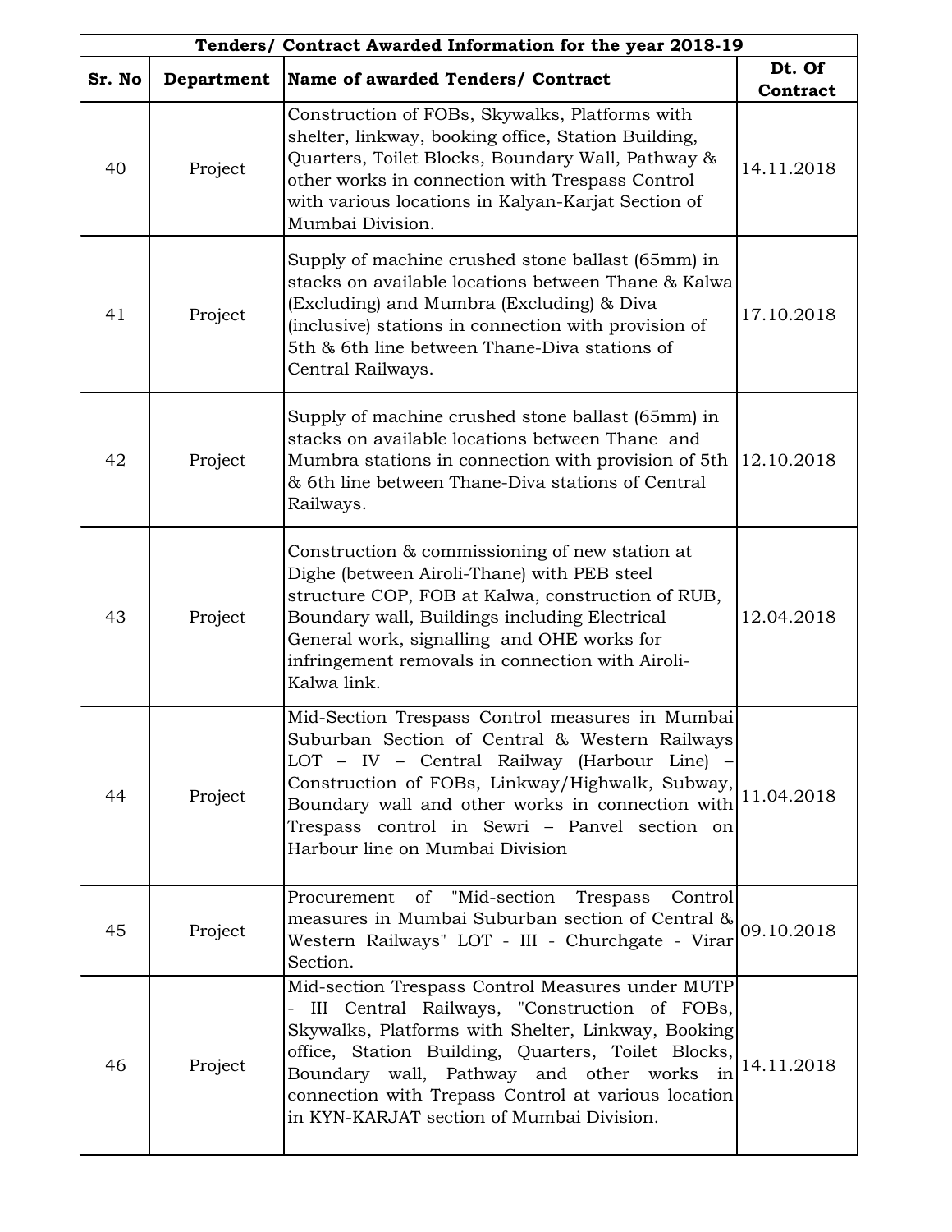| Tenders/ Contract Awarded Information for the year 2018-19 | | | |
|---|---|---|---|
| **Sr. No** | **Department** | **Name of awarded Tenders/ Contract** | **Dt. Of Contract** |
| 40 | Project | Construction of FOBs, Skywalks, Platforms with shelter, linkway, booking office, Station Building, Quarters, Toilet Blocks, Boundary Wall, Pathway & other works in connection with Trespass Control with various locations in Kalyan-Karjat Section of Mumbai Division. | 14.11.2018 |
| 41 | Project | Supply of machine crushed stone ballast (65mm) in stacks on available locations between Thane & Kalwa (Excluding) and Mumbra (Excluding) & Diva (inclusive) stations in connection with provision of 5th & 6th line between Thane-Diva stations of Central Railways. | 17.10.2018 |
| 42 | Project | Supply of machine crushed stone ballast (65mm) in stacks on available locations between Thane and Mumbra stations in connection with provision of 5th & 6th line between Thane-Diva stations of Central Railways. | 12.10.2018 |
| 43 | Project | Construction & commissioning of new station at Dighe (between Airoli-Thane) with PEB steel structure COP, FOB at Kalwa, construction of RUB, Boundary wall, Buildings including Electrical General work, signalling and OHE works for infringement removals in connection with Airoli-Kalwa link. | 12.04.2018 |
| 44 | Project | Mid-Section Trespass Control measures in Mumbai Suburban Section of Central & Western Railways LOT – IV – Central Railway (Harbour Line) – Construction of FOBs, Linkway/Highwalk, Subway, Boundary wall and other works in connection with Trespass control in Sewri – Panvel section on Harbour line on Mumbai Division | 11.04.2018 |
| 45 | Project | Procurement of "Mid-section Trespass Control measures in Mumbai Suburban section of Central & Western Railways" LOT - III - Churchgate - Virar Section. | 09.10.2018 |
| 46 | Project | Mid-section Trespass Control Measures under MUTP - III Central Railways, "Construction of FOBs, Skywalks, Platforms with Shelter, Linkway, Booking office, Station Building, Quarters, Toilet Blocks, Boundary wall, Pathway and other works in connection with Trepass Control at various location in KYN-KARJAT section of Mumbai Division. | 14.11.2018 |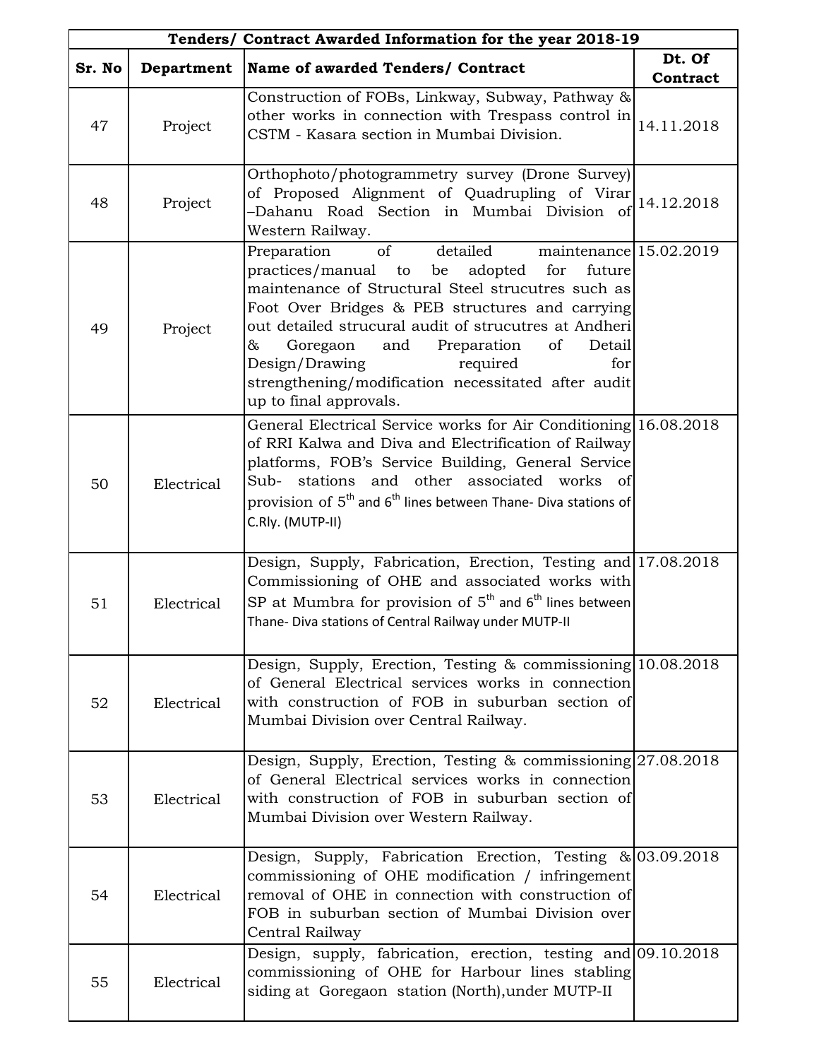| Tenders/ Contract Awarded Information for the year 2018-19 | | | |
|---|---|---|---|
| **Sr. No** | **Department** | **Name of awarded Tenders/ Contract** | **Dt. Of Contract** |
| 47 | Project | Construction of FOBs, Linkway, Subway, Pathway & other works in connection with Trespass control in CSTM - Kasara section in Mumbai Division. | 14.11.2018 |
| 48 | Project | Orthophoto/photogrammetry survey (Drone Survey) of Proposed Alignment of Quadrupling of Virar –Dahanu Road Section in Mumbai Division of Western Railway. | 14.12.2018 |
| 49 | Project | Preparation of detailed maintenance practices/manual to be adopted for future maintenance of Structural Steel strucutres such as Foot Over Bridges & PEB structures and carrying out detailed strucural audit of strucutres at Andheri & Goregaon and Preparation of Detail Design/Drawing required for strengthening/modification necessitated after audit up to final approvals. | 15.02.2019 |
| 50 | Electrical | General Electrical Service works for Air Conditioning of RRI Kalwa and Diva and Electrification of Railway platforms, FOB's Service Building, General Service Sub- stations and other associated works of provision of 5th and 6th lines between Thane- Diva stations of C.Rly. (MUTP-II) | 16.08.2018 |
| 51 | Electrical | Design, Supply, Fabrication, Erection, Testing and Commissioning of OHE and associated works with SP at Mumbra for provision of 5th and 6th lines between Thane- Diva stations of Central Railway under MUTP-II | 17.08.2018 |
| 52 | Electrical | Design, Supply, Erection, Testing & commissioning of General Electrical services works in connection with construction of FOB in suburban section of Mumbai Division over Central Railway. | 10.08.2018 |
| 53 | Electrical | Design, Supply, Erection, Testing & commissioning of General Electrical services works in connection with construction of FOB in suburban section of Mumbai Division over Western Railway. | 27.08.2018 |
| 54 | Electrical | Design, Supply, Fabrication Erection, Testing & commissioning of OHE modification / infringement removal of OHE in connection with construction of FOB in suburban section of Mumbai Division over Central Railway | 03.09.2018 |
| 55 | Electrical | Design, supply, fabrication, erection, testing and commissioning of OHE for Harbour lines stabling siding at Goregaon station (North),under MUTP-II | 09.10.2018 |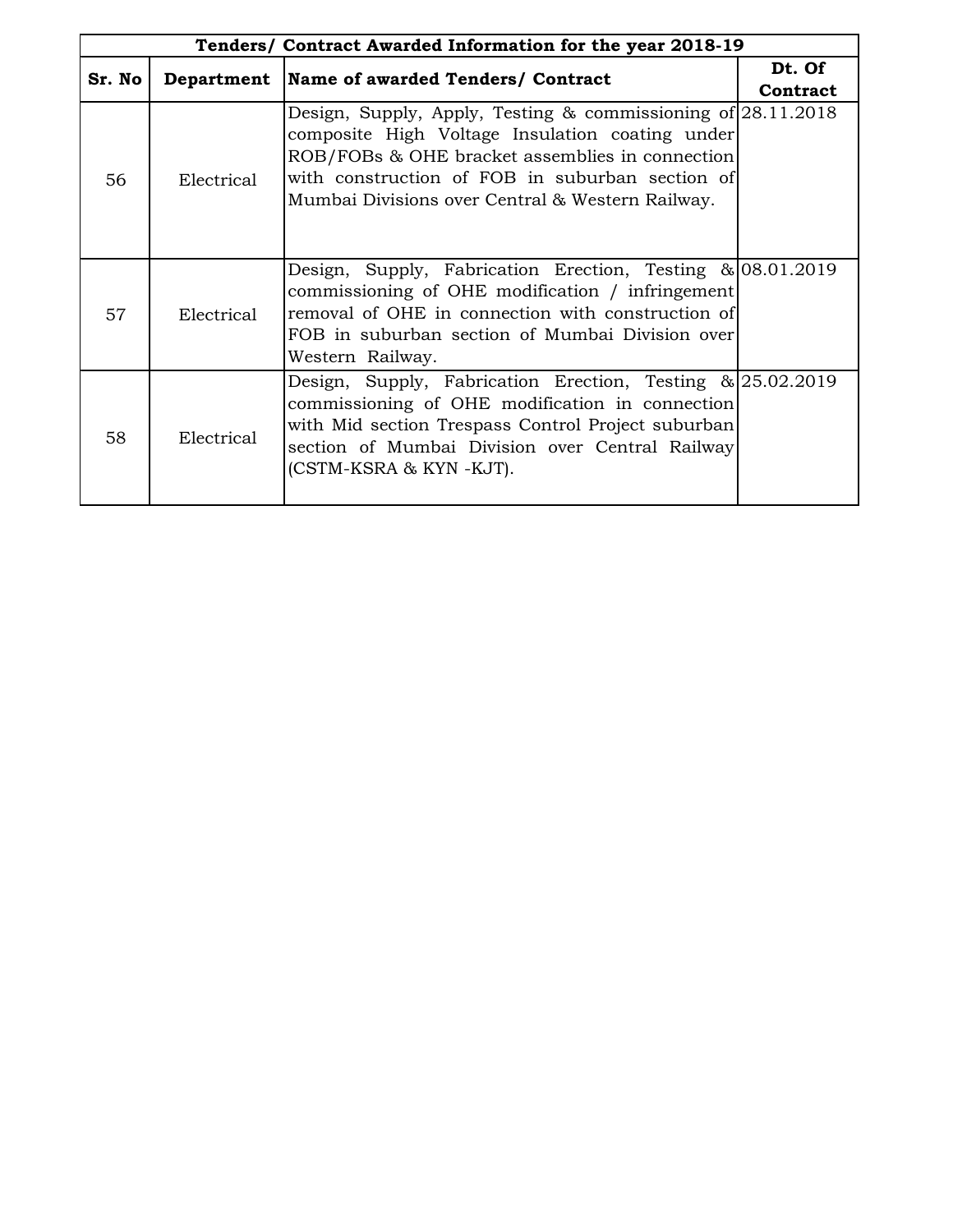| Tenders/ Contract Awarded Information for the year 2018-19 | | | |
|---|---|---|---|
| **Sr. No** | **Department** | **Name of awarded Tenders/ Contract** | **Dt. Of Contract** |
| 56 | Electrical | Design, Supply, Apply, Testing & commissioning of composite High Voltage Insulation coating under ROB/FOBs & OHE bracket assemblies in connection with construction of FOB in suburban section of Mumbai Divisions over Central & Western Railway. | 28.11.2018 |
| 57 | Electrical | Design, Supply, Fabrication Erection, Testing & commissioning of OHE modification / infringement removal of OHE in connection with construction of FOB in suburban section of Mumbai Division over Western Railway. | 08.01.2019 |
| 58 | Electrical | Design, Supply, Fabrication Erection, Testing & commissioning of OHE modification in connection with Mid section Trespass Control Project suburban section of Mumbai Division over Central Railway (CSTM-KSRA & KYN -KJT). | 25.02.2019 |